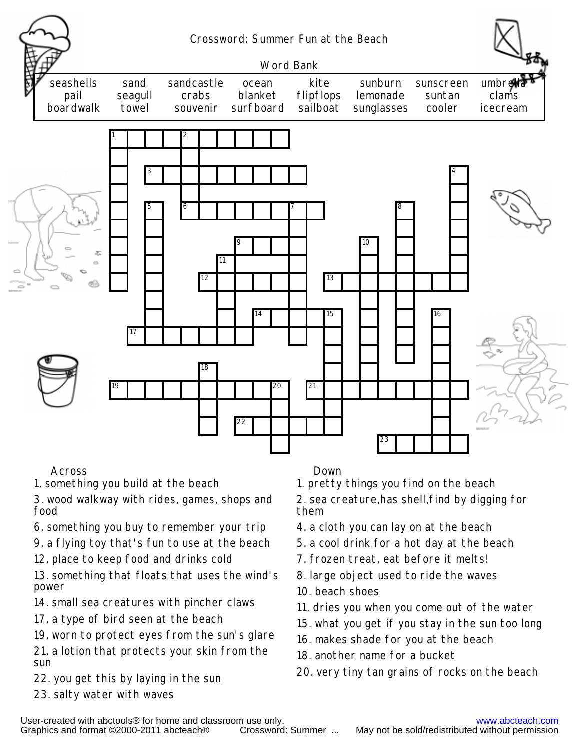# Crossword: Summer Fun at the Beach

## Word Bank

| | | | | | | | |
|---|---|---|---|---|---|---|---|
| seashells | sand | sandcastle | ocean | kite | sunburn | sunscreen | umbrella |
| pail | seagull | crabs | blanket | flipflops | lemonade | suntan | clams |
| boardwalk | towel | souvenir | surfboard | sailboat | sunglasses | cooler | icecream |

### Across

1. something you build at the beach
3. wood walkway with rides, games, shops and food
6. something you buy to remember your trip
9. a flying toy that's fun to use at the beach
12. place to keep food and drinks cold
13. something that floats that uses the wind's power
14. small sea creatures with pincher claws
17. a type of bird seen at the beach
19. worn to protect eyes from the sun's glare
21. a lotion that protects your skin from the sun
22. you get this by laying in the sun
23. salty water with waves

### Down

1. pretty things you find on the beach
2. sea creature, has shell, find by digging for them
4. a cloth you can lay on at the beach
5. a cool drink for a hot day at the beach
7. frozen treat, eat before it melts!
8. large object used to ride the waves
10. beach shoes
11. dries you when you come out of the water
15. what you get if you stay in the sun too long
16. makes shade for you at the beach
18. another name for a bucket
20. very tiny tan grains of rocks on the beach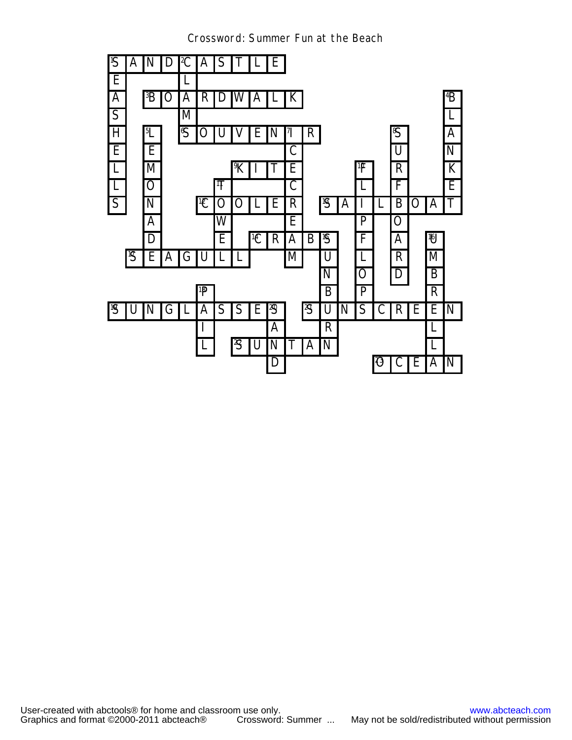Crossword: Summer Fun at the Beach

| | | | | | | | | | | | | | | | | | | | |
|---|---|---|---|---|---|---|---|---|---|---|---|---|---|---|---|---|---|---|---|
| 1 S | A | N | D | 2 C | A | S | T | L | E | | | | | | | | | | |
| E | | | | L | | | | | | | | | | | | | | | |
| A | | 3 B | O | A | R | D | W | A | L | K | | | | | | | | | 4 B |
| S | | | | M | | | | | | | | | | | | | | | L |
| H | | 5 L | | 6 S | O | U | V | E | N | 7 I | R | | | | | 8 S | | | A |
| E | | E | | | | | | | | C | | | | | | U | | | N |
| L | | M | | | | | 9 K | I | T | E | | | | 10 F | | R | | | K |
| L | | O | | | | 11 T | | | | C | | | | L | | F | | | E |
| S | | N | | | 12 C | O | O | L | E | R | | 13 S | A | I | L | B | O | A | T |
| | | A | | | | W | | | | E | | | | P | | O | | | |
| | | D | | | | E | | 14 C | R | A | B | 15 S | | F | | A | | 16 U | |
| | 17 S | E | A | G | U | L | L | | | M | | U | | L | | R | | M | |
| | | | | | | | | | | | | N | | O | | D | | B | |
| | | | | | 18 P | | | | | | | B | | P | | | | R | |
| 19 S | U | N | G | L | A | S | S | E | 20 S | | 21 S | U | N | S | C | R | E | E | N |
| | | | | | I | | | | A | | | R | | | | | | L | |
| | | | | | L | | 22 S | U | N | T | A | N | | | | | | L | |
| | | | | | | | | | D | | | | | | 23 O | C | E | A | N |